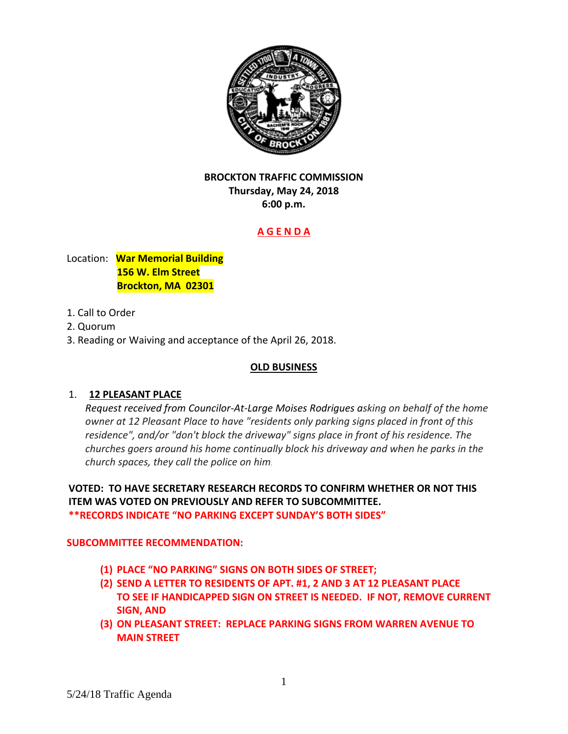**BROCKTON TRAFFIC COMMISSION**
**Thursday, May 24, 2018**
**6:00 p.m.**

## A G E N D A

Location: **War Memorial Building**
**156 W. Elm Street**
**Brockton, MA 02301**

1. Call to Order
2. Quorum
3. Reading or Waiving and acceptance of the April 26, 2018.

## OLD BUSINESS

1. **12 PLEASANT PLACE**

   *Request received from Councilor-At-Large Moises Rodrigues asking on behalf of the home owner at 12 Pleasant Place to have "residents only parking signs placed in front of this residence", and/or "don't block the driveway" signs place in front of his residence. The churches goers around his home continually block his driveway and when he parks in the church spaces, they call the police on him.*

**VOTED: TO HAVE SECRETARY RESEARCH RECORDS TO CONFIRM WHETHER OR NOT THIS ITEM WAS VOTED ON PREVIOUSLY AND REFER TO SUBCOMMITTEE.**
**\*\*RECORDS INDICATE "NO PARKING EXCEPT SUNDAY'S BOTH SIDES"**

**SUBCOMMITTEE RECOMMENDATION:**

**(1) PLACE "NO PARKING" SIGNS ON BOTH SIDES OF STREET;**
**(2) SEND A LETTER TO RESIDENTS OF APT. #1, 2 AND 3 AT 12 PLEASANT PLACE TO SEE IF HANDICAPPED SIGN ON STREET IS NEEDED. IF NOT, REMOVE CURRENT SIGN, AND**
**(3) ON PLEASANT STREET: REPLACE PARKING SIGNS FROM WARREN AVENUE TO MAIN STREET**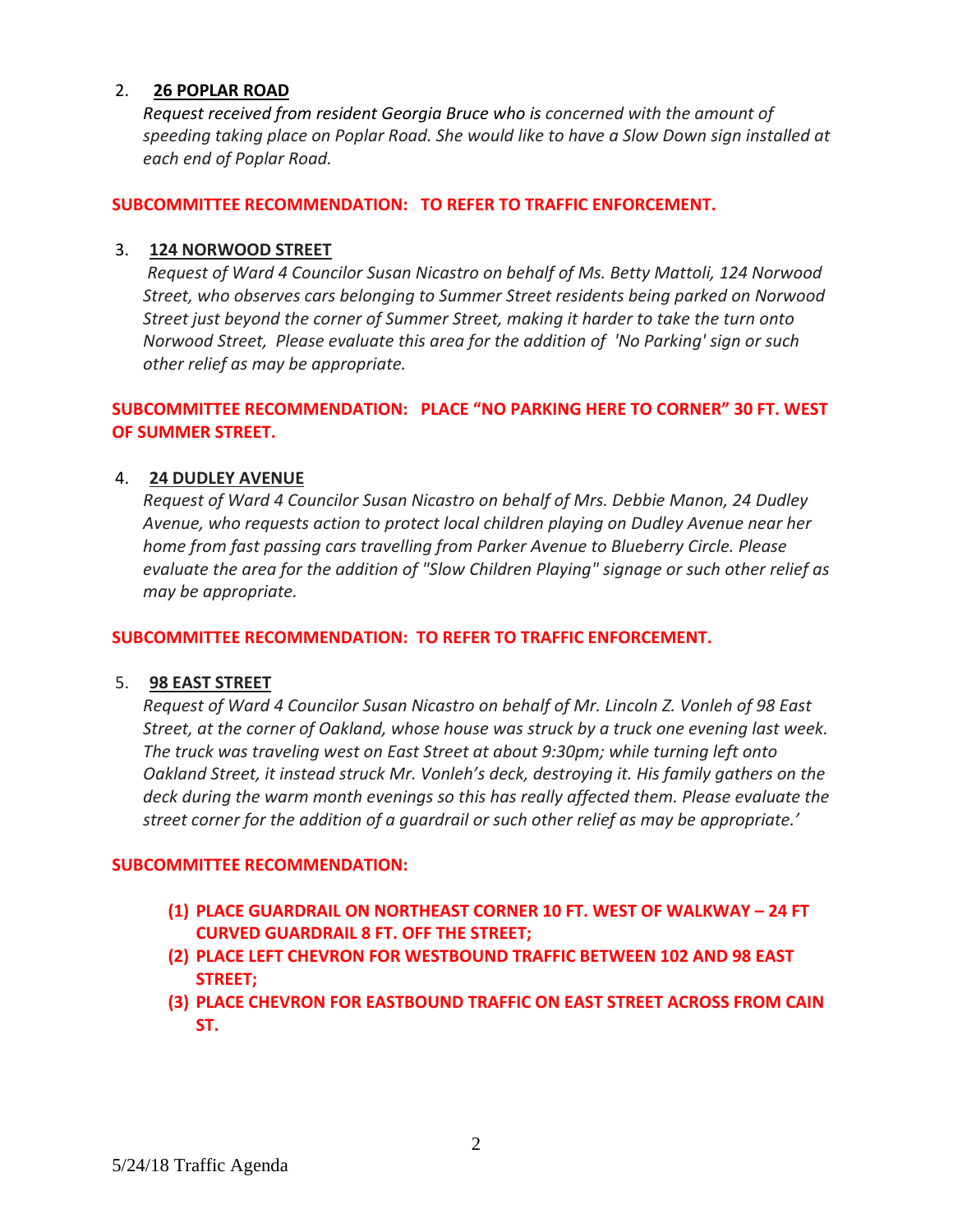2. **26 POPLAR ROAD**

   *Request received from resident Georgia Bruce who is concerned with the amount of speeding taking place on Poplar Road. She would like to have a Slow Down sign installed at each end of Poplar Road.*

**SUBCOMMITTEE RECOMMENDATION: TO REFER TO TRAFFIC ENFORCEMENT.**

3. **124 NORWOOD STREET**

   *Request of Ward 4 Councilor Susan Nicastro on behalf of Ms. Betty Mattoli, 124 Norwood Street, who observes cars belonging to Summer Street residents being parked on Norwood Street just beyond the corner of Summer Street, making it harder to take the turn onto Norwood Street, Please evaluate this area for the addition of 'No Parking' sign or such other relief as may be appropriate.*

**SUBCOMMITTEE RECOMMENDATION: PLACE "NO PARKING HERE TO CORNER" 30 FT. WEST OF SUMMER STREET.**

4. **24 DUDLEY AVENUE**

   *Request of Ward 4 Councilor Susan Nicastro on behalf of Mrs. Debbie Manon, 24 Dudley Avenue, who requests action to protect local children playing on Dudley Avenue near her home from fast passing cars travelling from Parker Avenue to Blueberry Circle. Please evaluate the area for the addition of "Slow Children Playing" signage or such other relief as may be appropriate.*

**SUBCOMMITTEE RECOMMENDATION: TO REFER TO TRAFFIC ENFORCEMENT.**

5. **98 EAST STREET**

   *Request of Ward 4 Councilor Susan Nicastro on behalf of Mr. Lincoln Z. Vonleh of 98 East Street, at the corner of Oakland, whose house was struck by a truck one evening last week. The truck was traveling west on East Street at about 9:30pm; while turning left onto Oakland Street, it instead struck Mr. Vonleh's deck, destroying it. His family gathers on the deck during the warm month evenings so this has really affected them. Please evaluate the street corner for the addition of a guardrail or such other relief as may be appropriate.'*

**SUBCOMMITTEE RECOMMENDATION:**

**(1) PLACE GUARDRAIL ON NORTHEAST CORNER 10 FT. WEST OF WALKWAY – 24 FT CURVED GUARDRAIL 8 FT. OFF THE STREET;**

**(2) PLACE LEFT CHEVRON FOR WESTBOUND TRAFFIC BETWEEN 102 AND 98 EAST STREET;**

**(3) PLACE CHEVRON FOR EASTBOUND TRAFFIC ON EAST STREET ACROSS FROM CAIN ST.**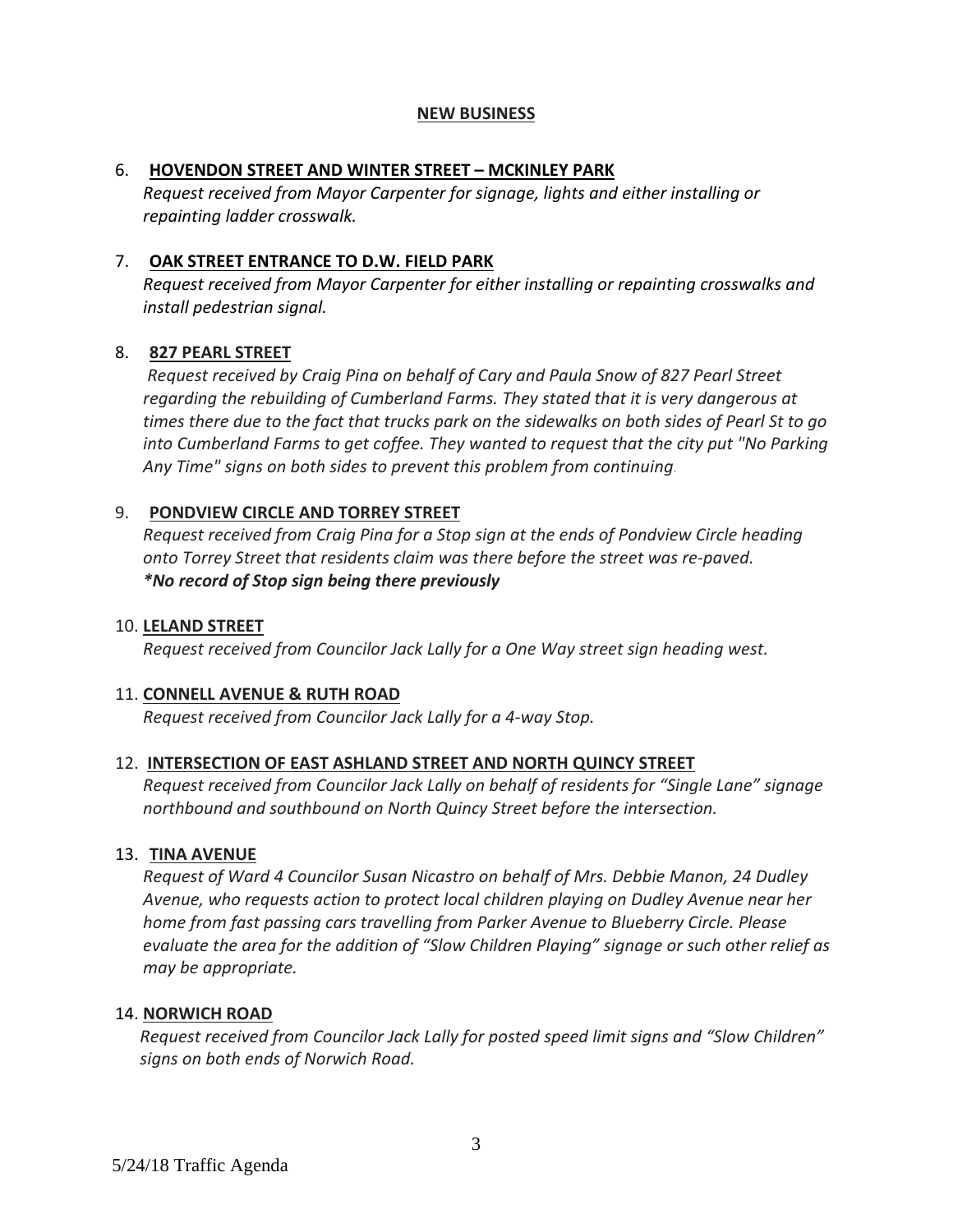## NEW BUSINESS

6. **HOVENDON STREET AND WINTER STREET – MCKINLEY PARK**
   *Request received from Mayor Carpenter for signage, lights and either installing or repainting ladder crosswalk.*

7. **OAK STREET ENTRANCE TO D.W. FIELD PARK**
   *Request received from Mayor Carpenter for either installing or repainting crosswalks and install pedestrian signal.*

8. **827 PEARL STREET**
   *Request received by Craig Pina on behalf of Cary and Paula Snow of 827 Pearl Street regarding the rebuilding of Cumberland Farms. They stated that it is very dangerous at times there due to the fact that trucks park on the sidewalks on both sides of Pearl St to go into Cumberland Farms to get coffee. They wanted to request that the city put "No Parking Any Time" signs on both sides to prevent this problem from continuing.*

9. **PONDVIEW CIRCLE AND TORREY STREET**
   *Request received from Craig Pina for a Stop sign at the ends of Pondview Circle heading onto Torrey Street that residents claim was there before the street was re-paved.*
   ***No record of Stop sign being there previously***

10. **LELAND STREET**
    *Request received from Councilor Jack Lally for a One Way street sign heading west.*

11. **CONNELL AVENUE & RUTH ROAD**
    *Request received from Councilor Jack Lally for a 4-way Stop.*

12. **INTERSECTION OF EAST ASHLAND STREET AND NORTH QUINCY STREET**
    *Request received from Councilor Jack Lally on behalf of residents for "Single Lane" signage northbound and southbound on North Quincy Street before the intersection.*

13. **TINA AVENUE**
    *Request of Ward 4 Councilor Susan Nicastro on behalf of Mrs. Debbie Manon, 24 Dudley Avenue, who requests action to protect local children playing on Dudley Avenue near her home from fast passing cars travelling from Parker Avenue to Blueberry Circle. Please evaluate the area for the addition of "Slow Children Playing" signage or such other relief as may be appropriate.*

14. **NORWICH ROAD**
    *Request received from Councilor Jack Lally for posted speed limit signs and "Slow Children" signs on both ends of Norwich Road.*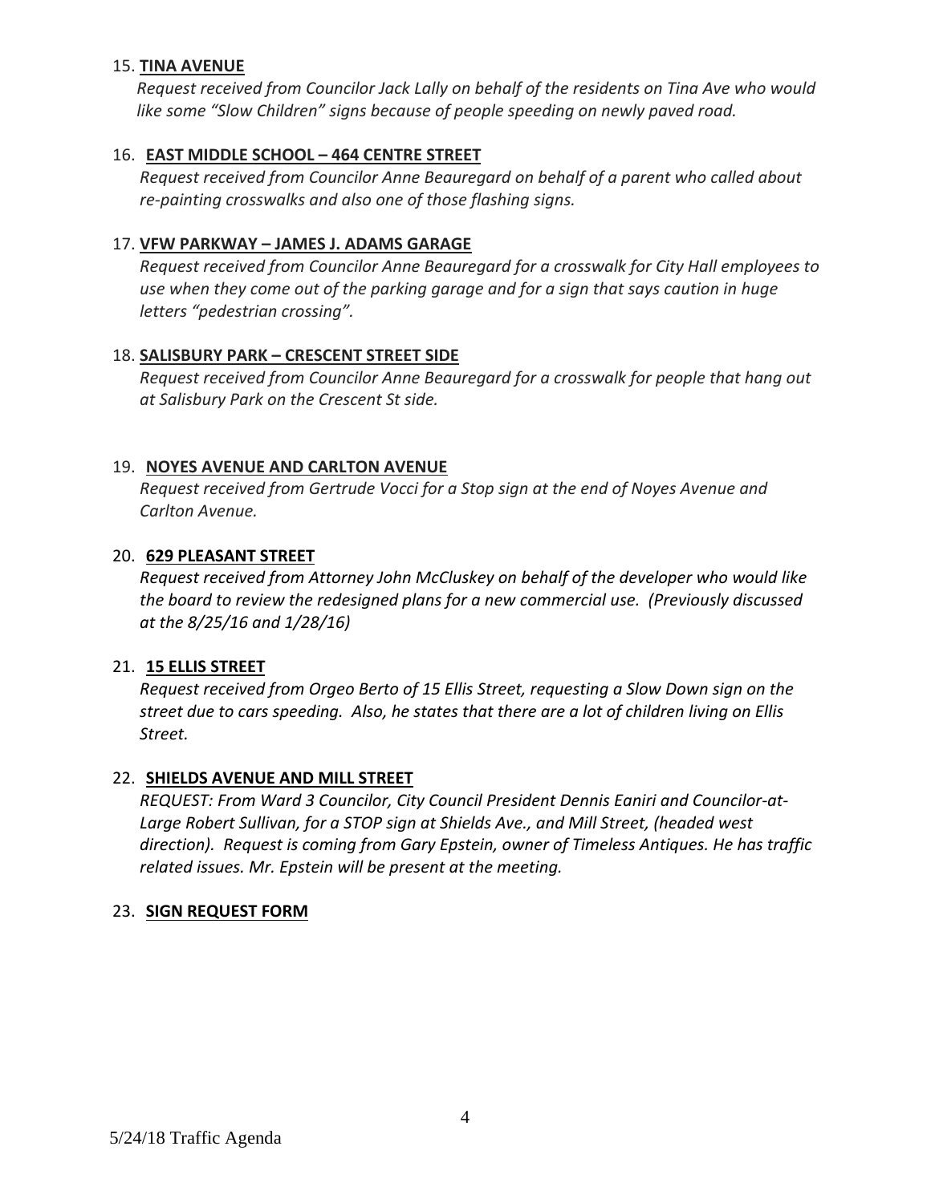15. **TINA AVENUE**

    *Request received from Councilor Jack Lally on behalf of the residents on Tina Ave who would like some "Slow Children" signs because of people speeding on newly paved road.*

16. **EAST MIDDLE SCHOOL – 464 CENTRE STREET**

    *Request received from Councilor Anne Beauregard on behalf of a parent who called about re-painting crosswalks and also one of those flashing signs.*

17. **VFW PARKWAY – JAMES J. ADAMS GARAGE**

    *Request received from Councilor Anne Beauregard for a crosswalk for City Hall employees to use when they come out of the parking garage and for a sign that says caution in huge letters "pedestrian crossing".*

18. **SALISBURY PARK – CRESCENT STREET SIDE**

    *Request received from Councilor Anne Beauregard for a crosswalk for people that hang out at Salisbury Park on the Crescent St side.*

19. **NOYES AVENUE AND CARLTON AVENUE**

    *Request received from Gertrude Vocci for a Stop sign at the end of Noyes Avenue and Carlton Avenue.*

20. **629 PLEASANT STREET**

    *Request received from Attorney John McCluskey on behalf of the developer who would like the board to review the redesigned plans for a new commercial use. (Previously discussed at the 8/25/16 and 1/28/16)*

21. **15 ELLIS STREET**

    *Request received from Orgeo Berto of 15 Ellis Street, requesting a Slow Down sign on the street due to cars speeding. Also, he states that there are a lot of children living on Ellis Street.*

22. **SHIELDS AVENUE AND MILL STREET**

    *REQUEST: From Ward 3 Councilor, City Council President Dennis Eaniri and Councilor-at-Large Robert Sullivan, for a STOP sign at Shields Ave., and Mill Street, (headed west direction). Request is coming from Gary Epstein, owner of Timeless Antiques. He has traffic related issues. Mr. Epstein will be present at the meeting.*

23. **SIGN REQUEST FORM**